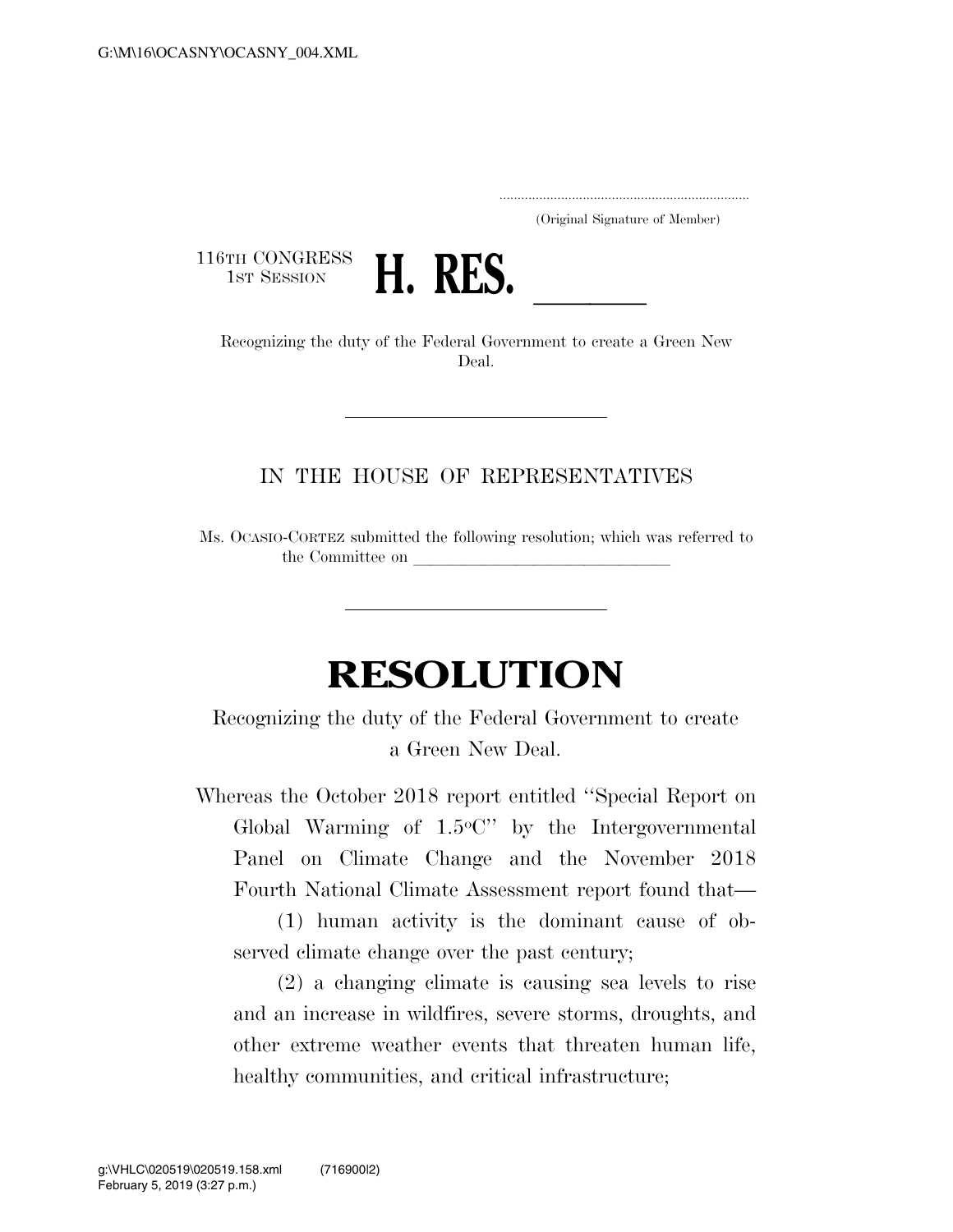(Original Signature of Member)

116TH CONGRESS
1ST SESSION

# H. RES. \_\_\_\_\_\_

Recognizing the duty of the Federal Government to create a Green New Deal.

IN THE HOUSE OF REPRESENTATIVES

Ms. OCASIO-CORTEZ submitted the following resolution; which was referred to the Committee on \_\_\_\_\_\_\_\_\_\_\_\_\_\_\_\_\_\_\_\_\_\_\_\_\_\_\_\_\_\_\_\_

# RESOLUTION

Recognizing the duty of the Federal Government to create a Green New Deal.

Whereas the October 2018 report entitled ''Special Report on Global Warming of 1.5°C'' by the Intergovernmental Panel on Climate Change and the November 2018 Fourth National Climate Assessment report found that—

(1) human activity is the dominant cause of observed climate change over the past century;

(2) a changing climate is causing sea levels to rise and an increase in wildfires, severe storms, droughts, and other extreme weather events that threaten human life, healthy communities, and critical infrastructure;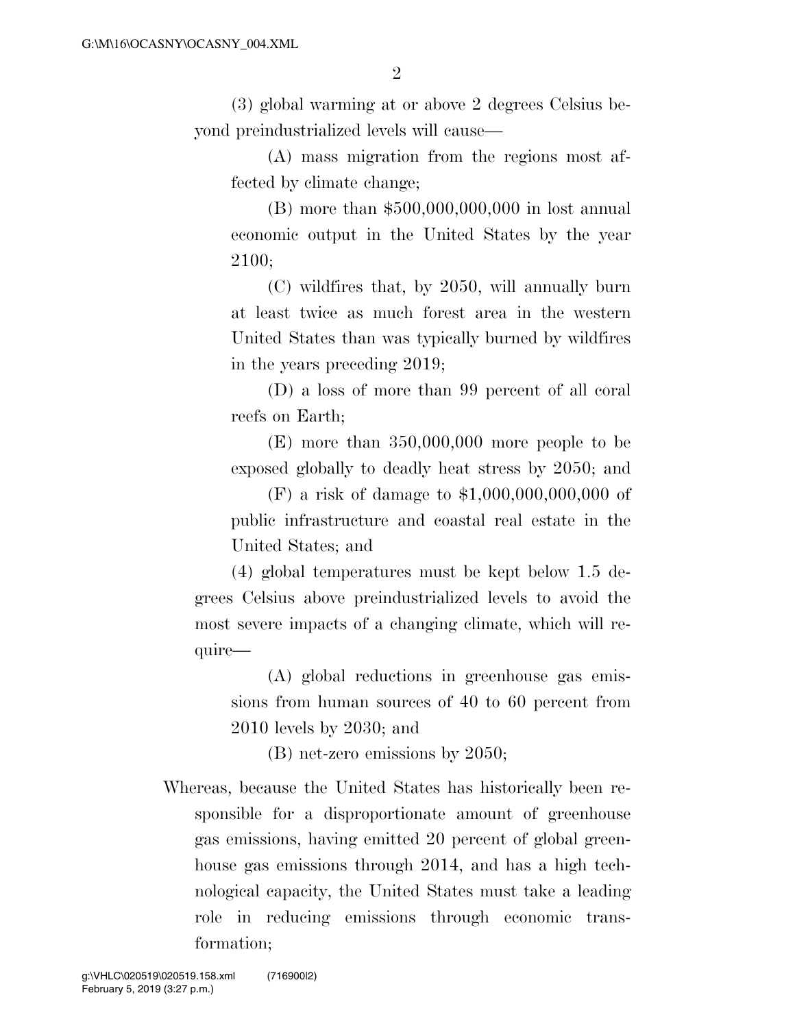(3) global warming at or above 2 degrees Celsius beyond preindustrialized levels will cause—

(A) mass migration from the regions most affected by climate change;

(B) more than $500,000,000,000 in lost annual economic output in the United States by the year 2100;

(C) wildfires that, by 2050, will annually burn at least twice as much forest area in the western United States than was typically burned by wildfires in the years preceding 2019;

(D) a loss of more than 99 percent of all coral reefs on Earth;

(E) more than 350,000,000 more people to be exposed globally to deadly heat stress by 2050; and

(F) a risk of damage to $1,000,000,000,000 of public infrastructure and coastal real estate in the United States; and

(4) global temperatures must be kept below 1.5 degrees Celsius above preindustrialized levels to avoid the most severe impacts of a changing climate, which will require—

(A) global reductions in greenhouse gas emissions from human sources of 40 to 60 percent from 2010 levels by 2030; and

(B) net-zero emissions by 2050;

Whereas, because the United States has historically been responsible for a disproportionate amount of greenhouse gas emissions, having emitted 20 percent of global greenhouse gas emissions through 2014, and has a high technological capacity, the United States must take a leading role in reducing emissions through economic transformation;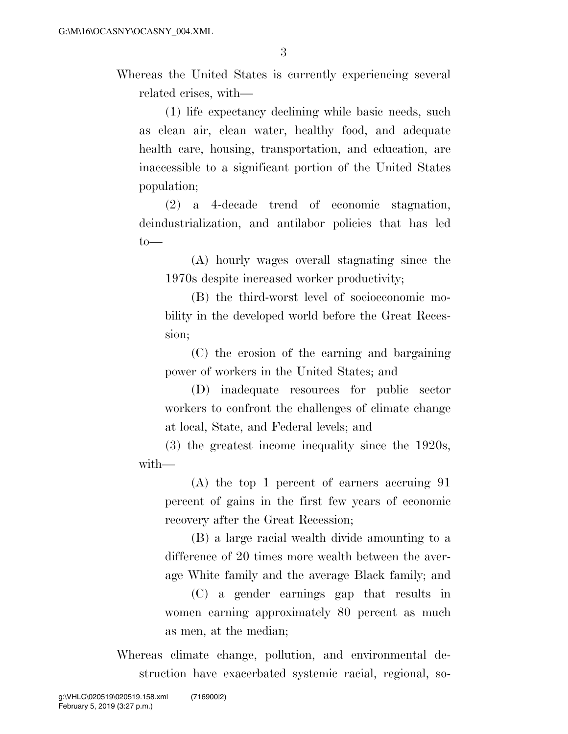Whereas the United States is currently experiencing several related crises, with—

(1) life expectancy declining while basic needs, such as clean air, clean water, healthy food, and adequate health care, housing, transportation, and education, are inaccessible to a significant portion of the United States population;

(2) a 4-decade trend of economic stagnation, deindustrialization, and antilabor policies that has led to—

(A) hourly wages overall stagnating since the 1970s despite increased worker productivity;

(B) the third-worst level of socioeconomic mobility in the developed world before the Great Recession;

(C) the erosion of the earning and bargaining power of workers in the United States; and

(D) inadequate resources for public sector workers to confront the challenges of climate change at local, State, and Federal levels; and

(3) the greatest income inequality since the 1920s, with—

(A) the top 1 percent of earners accruing 91 percent of gains in the first few years of economic recovery after the Great Recession;

(B) a large racial wealth divide amounting to a difference of 20 times more wealth between the average White family and the average Black family; and

(C) a gender earnings gap that results in women earning approximately 80 percent as much as men, at the median;

Whereas climate change, pollution, and environmental destruction have exacerbated systemic racial, regional, so-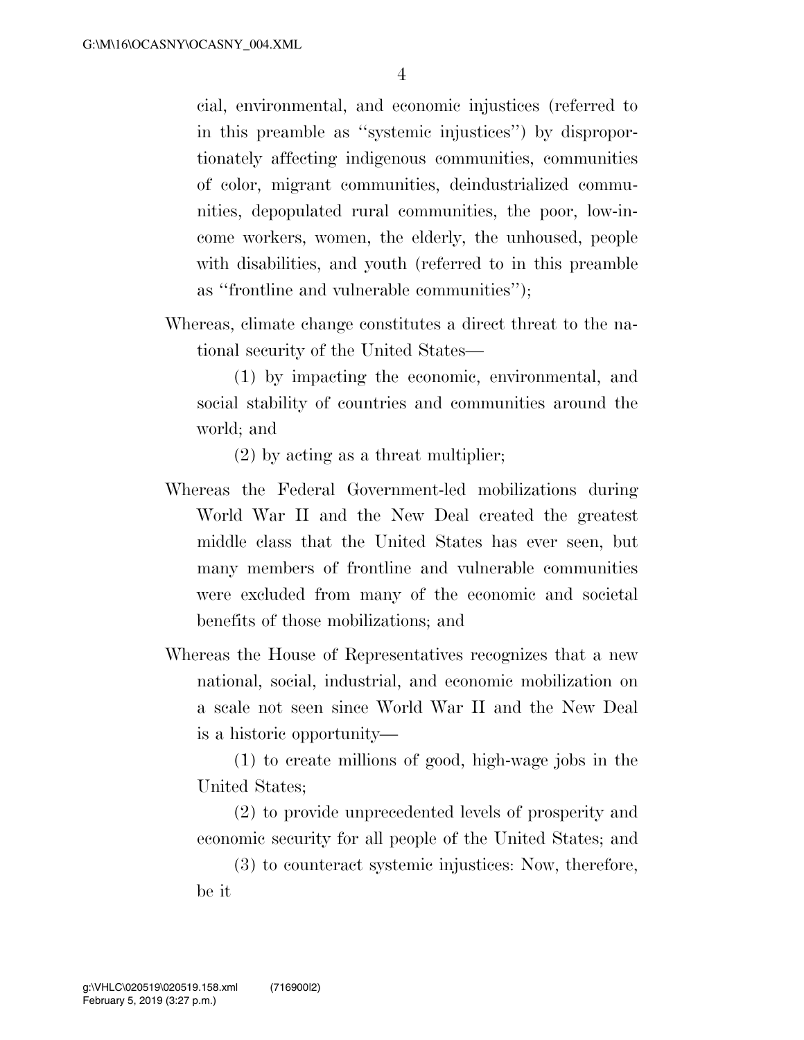cial, environmental, and economic injustices (referred to in this preamble as ''systemic injustices'') by disproportionately affecting indigenous communities, communities of color, migrant communities, deindustrialized communities, depopulated rural communities, the poor, low-income workers, women, the elderly, the unhoused, people with disabilities, and youth (referred to in this preamble as ''frontline and vulnerable communities'');

Whereas, climate change constitutes a direct threat to the national security of the United States—

(1) by impacting the economic, environmental, and social stability of countries and communities around the world; and

(2) by acting as a threat multiplier;

Whereas the Federal Government-led mobilizations during World War II and the New Deal created the greatest middle class that the United States has ever seen, but many members of frontline and vulnerable communities were excluded from many of the economic and societal benefits of those mobilizations; and

Whereas the House of Representatives recognizes that a new national, social, industrial, and economic mobilization on a scale not seen since World War II and the New Deal is a historic opportunity—

(1) to create millions of good, high-wage jobs in the United States;

(2) to provide unprecedented levels of prosperity and economic security for all people of the United States; and

(3) to counteract systemic injustices: Now, therefore, be it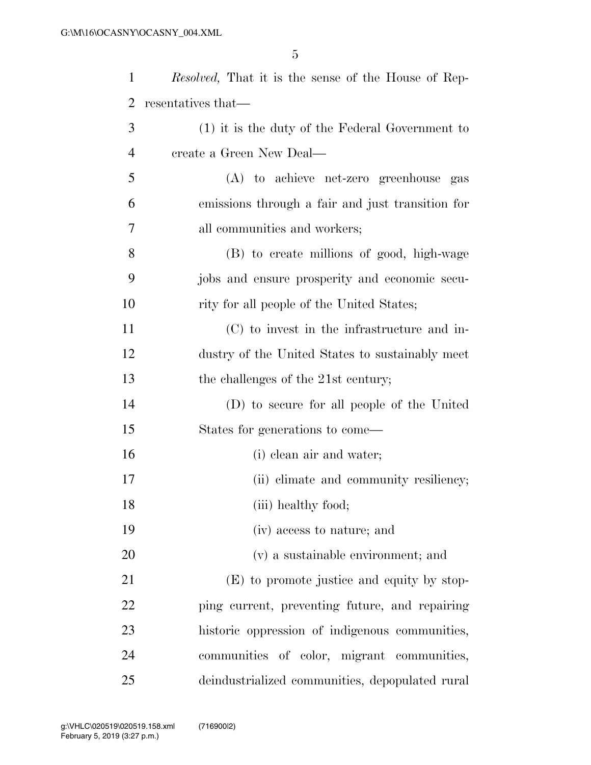*Resolved,* That it is the sense of the House of Representatives that—

(1) it is the duty of the Federal Government to create a Green New Deal—

(A) to achieve net-zero greenhouse gas emissions through a fair and just transition for all communities and workers;

(B) to create millions of good, high-wage jobs and ensure prosperity and economic security for all people of the United States;

(C) to invest in the infrastructure and industry of the United States to sustainably meet the challenges of the 21st century;

(D) to secure for all people of the United States for generations to come—

(i) clean air and water;

(ii) climate and community resiliency;

(iii) healthy food;

(iv) access to nature; and

(v) a sustainable environment; and

(E) to promote justice and equity by stopping current, preventing future, and repairing historic oppression of indigenous communities, communities of color, migrant communities, deindustrialized communities, depopulated rural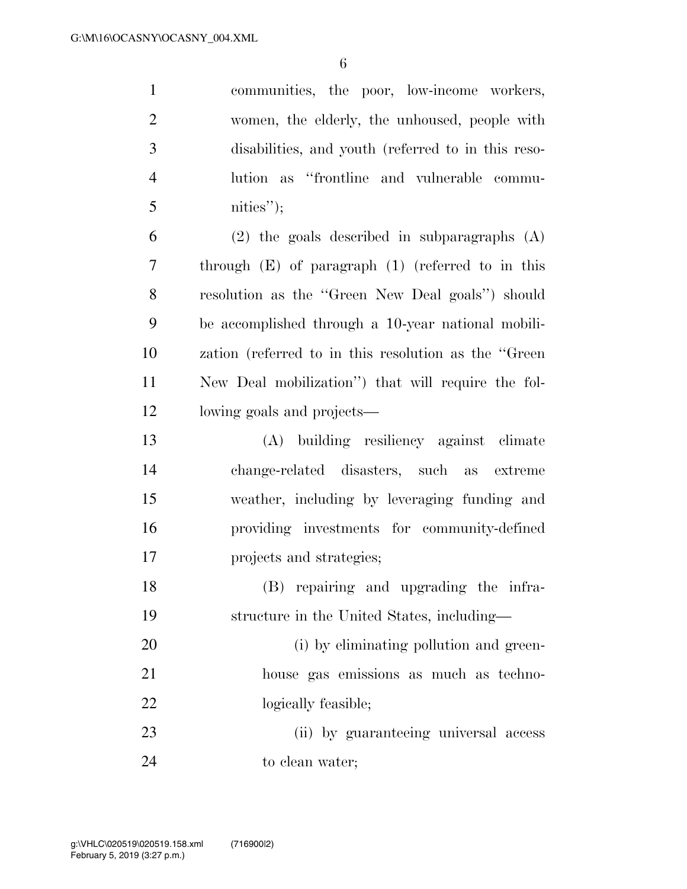communities, the poor, low-income workers, women, the elderly, the unhoused, people with disabilities, and youth (referred to in this resolution as "frontline and vulnerable communities");

(2) the goals described in subparagraphs (A) through (E) of paragraph (1) (referred to in this resolution as the "Green New Deal goals") should be accomplished through a 10-year national mobilization (referred to in this resolution as the "Green New Deal mobilization") that will require the following goals and projects—

(A) building resiliency against climate change-related disasters, such as extreme weather, including by leveraging funding and providing investments for community-defined projects and strategies;

(B) repairing and upgrading the infrastructure in the United States, including—

(i) by eliminating pollution and greenhouse gas emissions as much as technologically feasible;

(ii) by guaranteeing universal access to clean water;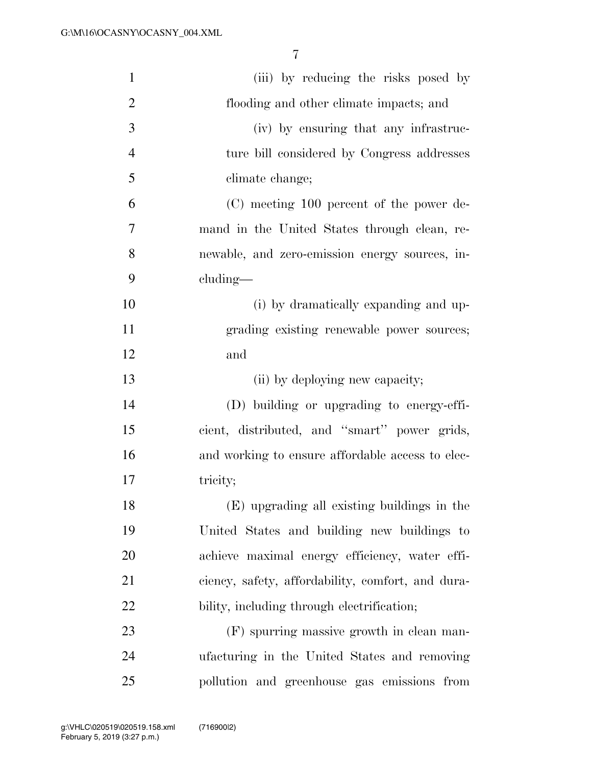(iii) by reducing the risks posed by flooding and other climate impacts; and

(iv) by ensuring that any infrastructure bill considered by Congress addresses climate change;

(C) meeting 100 percent of the power demand in the United States through clean, renewable, and zero-emission energy sources, including—

(i) by dramatically expanding and upgrading existing renewable power sources; and

(ii) by deploying new capacity;

(D) building or upgrading to energy-efficient, distributed, and "smart" power grids, and working to ensure affordable access to electricity;

(E) upgrading all existing buildings in the United States and building new buildings to achieve maximal energy efficiency, water efficiency, safety, affordability, comfort, and durability, including through electrification;

(F) spurring massive growth in clean manufacturing in the United States and removing pollution and greenhouse gas emissions from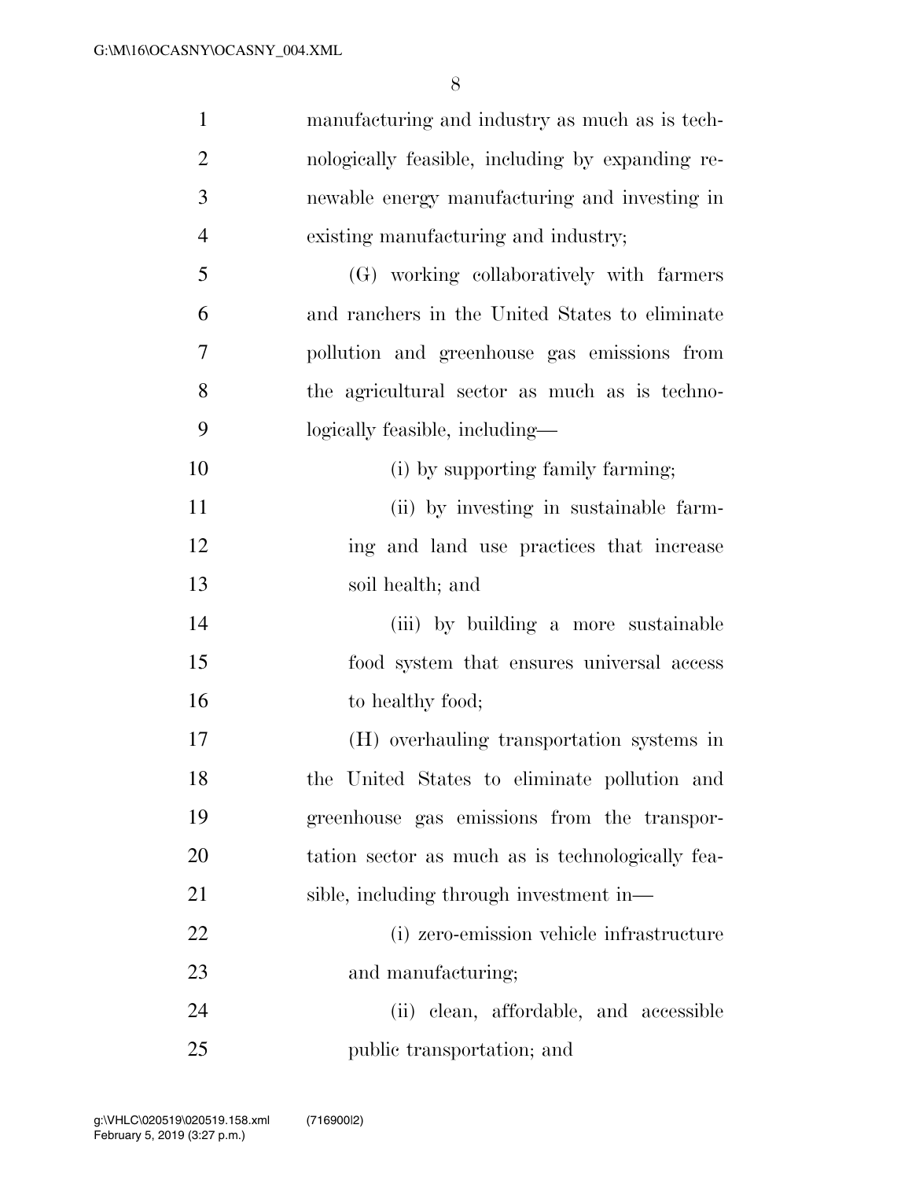manufacturing and industry as much as is technologically feasible, including by expanding renewable energy manufacturing and investing in existing manufacturing and industry;

(G) working collaboratively with farmers and ranchers in the United States to eliminate pollution and greenhouse gas emissions from the agricultural sector as much as is technologically feasible, including—

(i) by supporting family farming;

(ii) by investing in sustainable farming and land use practices that increase soil health; and

(iii) by building a more sustainable food system that ensures universal access to healthy food;

(H) overhauling transportation systems in the United States to eliminate pollution and greenhouse gas emissions from the transportation sector as much as is technologically feasible, including through investment in—

(i) zero-emission vehicle infrastructure and manufacturing;

(ii) clean, affordable, and accessible public transportation; and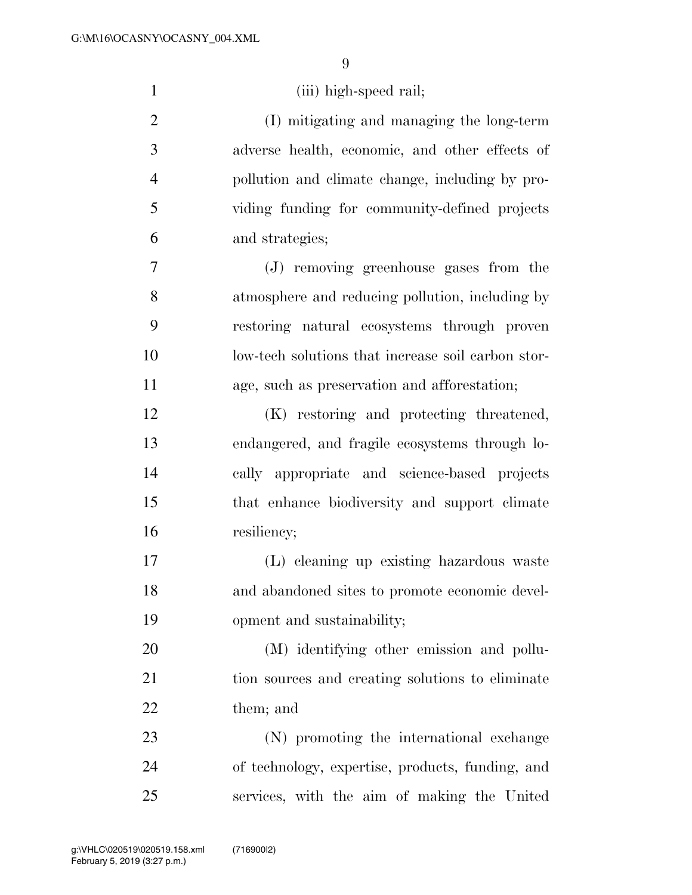(iii) high-speed rail;

(I) mitigating and managing the long-term adverse health, economic, and other effects of pollution and climate change, including by providing funding for community-defined projects and strategies;

(J) removing greenhouse gases from the atmosphere and reducing pollution, including by restoring natural ecosystems through proven low-tech solutions that increase soil carbon storage, such as preservation and afforestation;

(K) restoring and protecting threatened, endangered, and fragile ecosystems through locally appropriate and science-based projects that enhance biodiversity and support climate resiliency;

(L) cleaning up existing hazardous waste and abandoned sites to promote economic development and sustainability;

(M) identifying other emission and pollution sources and creating solutions to eliminate them; and

(N) promoting the international exchange of technology, expertise, products, funding, and services, with the aim of making the United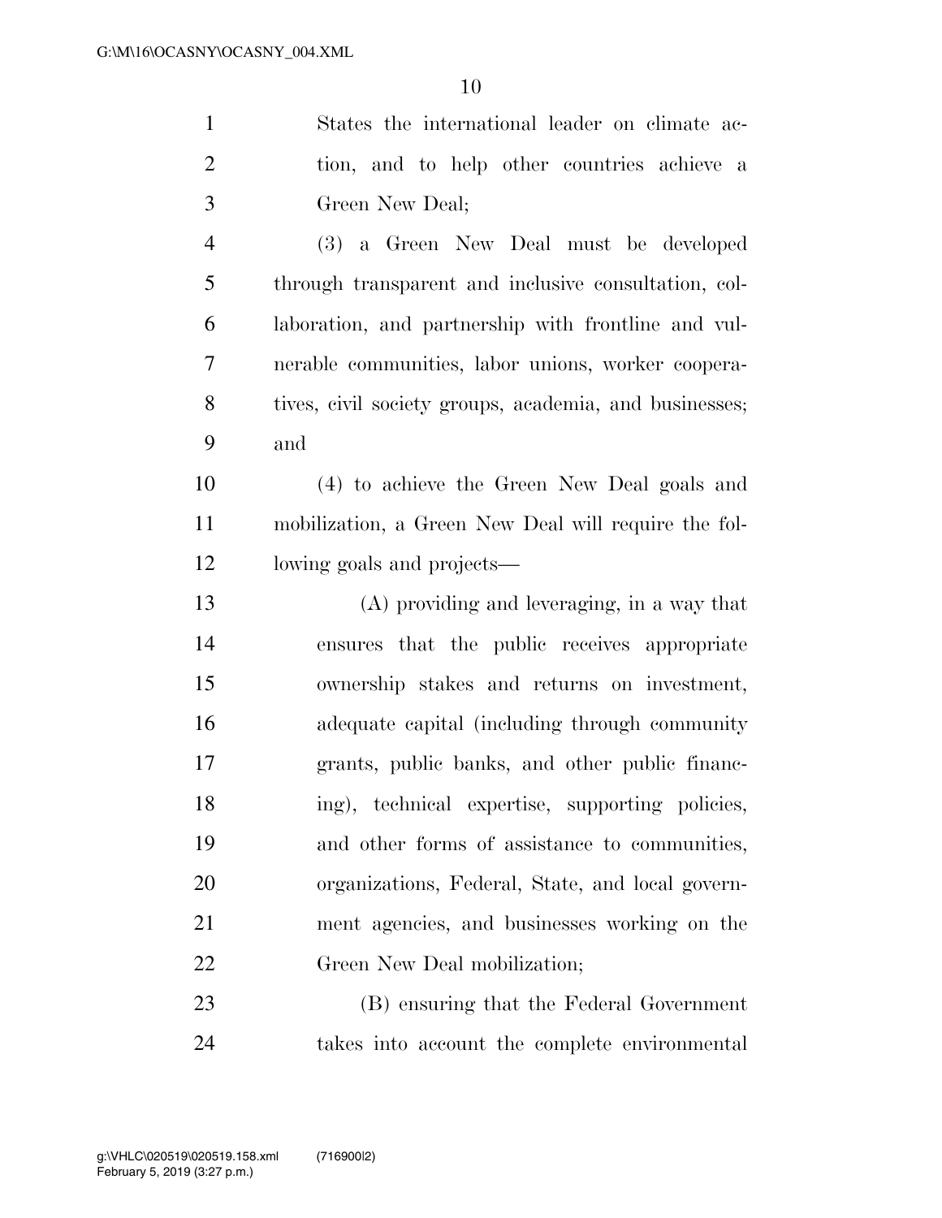States the international leader on climate action, and to help other countries achieve a Green New Deal;

(3) a Green New Deal must be developed through transparent and inclusive consultation, collaboration, and partnership with frontline and vulnerable communities, labor unions, worker cooperatives, civil society groups, academia, and businesses; and

(4) to achieve the Green New Deal goals and mobilization, a Green New Deal will require the following goals and projects—

(A) providing and leveraging, in a way that ensures that the public receives appropriate ownership stakes and returns on investment, adequate capital (including through community grants, public banks, and other public financing), technical expertise, supporting policies, and other forms of assistance to communities, organizations, Federal, State, and local government agencies, and businesses working on the Green New Deal mobilization;

(B) ensuring that the Federal Government takes into account the complete environmental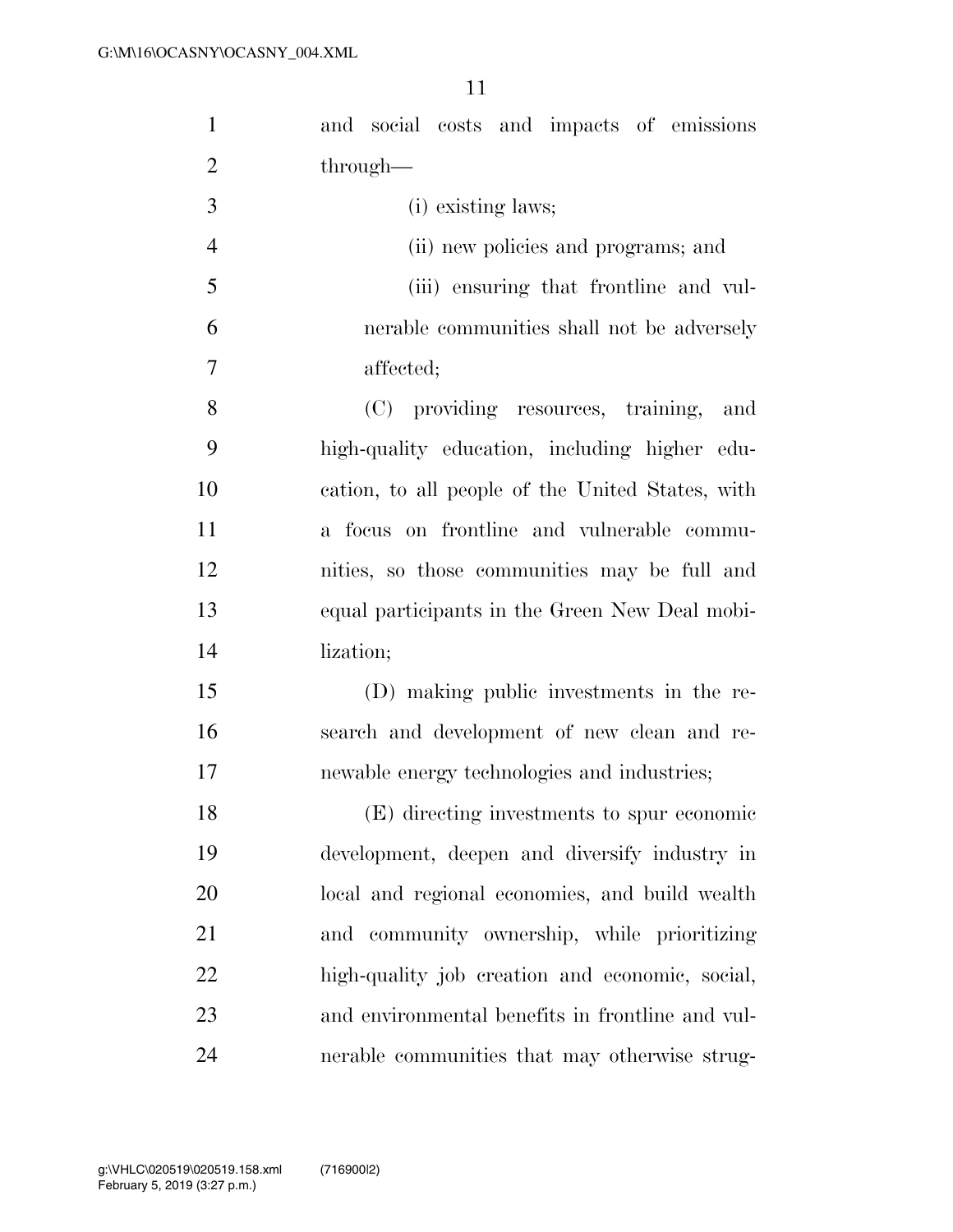and social costs and impacts of emissions through—

(i) existing laws;

(ii) new policies and programs; and

(iii) ensuring that frontline and vulnerable communities shall not be adversely affected;

(C) providing resources, training, and high-quality education, including higher education, to all people of the United States, with a focus on frontline and vulnerable communities, so those communities may be full and equal participants in the Green New Deal mobilization;

(D) making public investments in the research and development of new clean and renewable energy technologies and industries;

(E) directing investments to spur economic development, deepen and diversify industry in local and regional economies, and build wealth and community ownership, while prioritizing high-quality job creation and economic, social, and environmental benefits in frontline and vulnerable communities that may otherwise strug-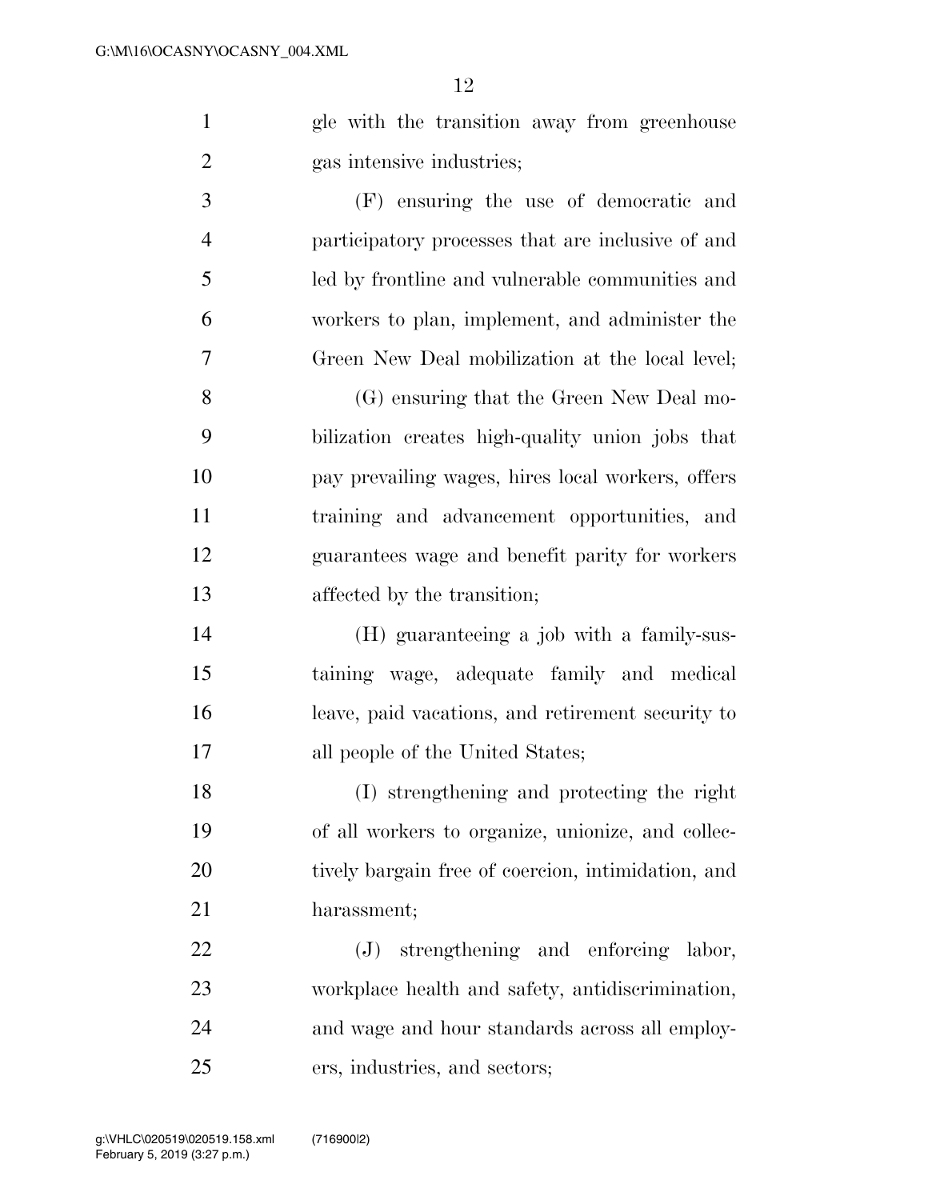gle with the transition away from greenhouse gas intensive industries;

(F) ensuring the use of democratic and participatory processes that are inclusive of and led by frontline and vulnerable communities and workers to plan, implement, and administer the Green New Deal mobilization at the local level;

(G) ensuring that the Green New Deal mobilization creates high-quality union jobs that pay prevailing wages, hires local workers, offers training and advancement opportunities, and guarantees wage and benefit parity for workers affected by the transition;

(H) guaranteeing a job with a family-sustaining wage, adequate family and medical leave, paid vacations, and retirement security to all people of the United States;

(I) strengthening and protecting the right of all workers to organize, unionize, and collectively bargain free of coercion, intimidation, and harassment;

(J) strengthening and enforcing labor, workplace health and safety, antidiscrimination, and wage and hour standards across all employers, industries, and sectors;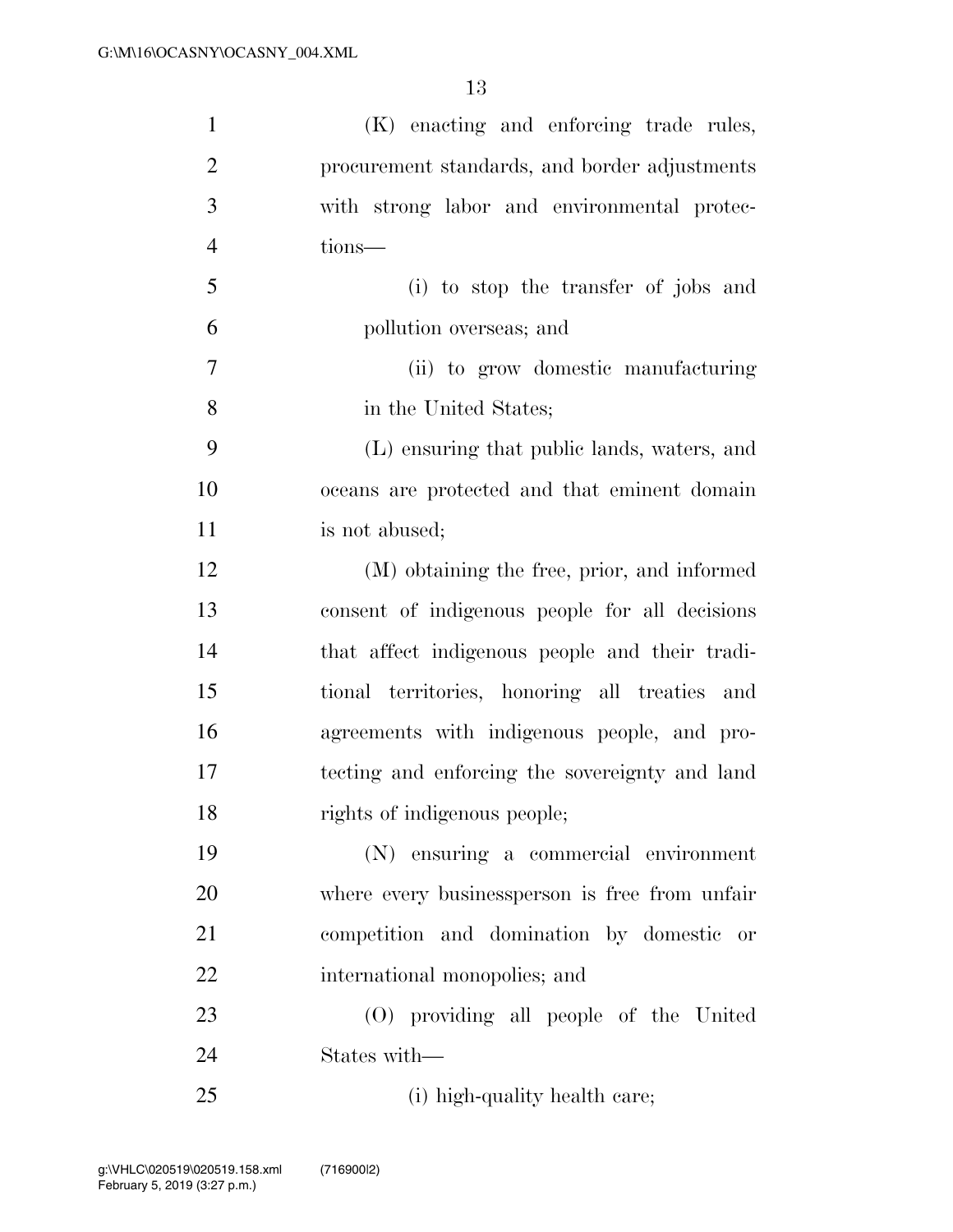(K) enacting and enforcing trade rules, procurement standards, and border adjustments with strong labor and environmental protections—

(i) to stop the transfer of jobs and pollution overseas; and

(ii) to grow domestic manufacturing in the United States;

(L) ensuring that public lands, waters, and oceans are protected and that eminent domain is not abused;

(M) obtaining the free, prior, and informed consent of indigenous people for all decisions that affect indigenous people and their traditional territories, honoring all treaties and agreements with indigenous people, and protecting and enforcing the sovereignty and land rights of indigenous people;

(N) ensuring a commercial environment where every businessperson is free from unfair competition and domination by domestic or international monopolies; and

(O) providing all people of the United States with—

(i) high-quality health care;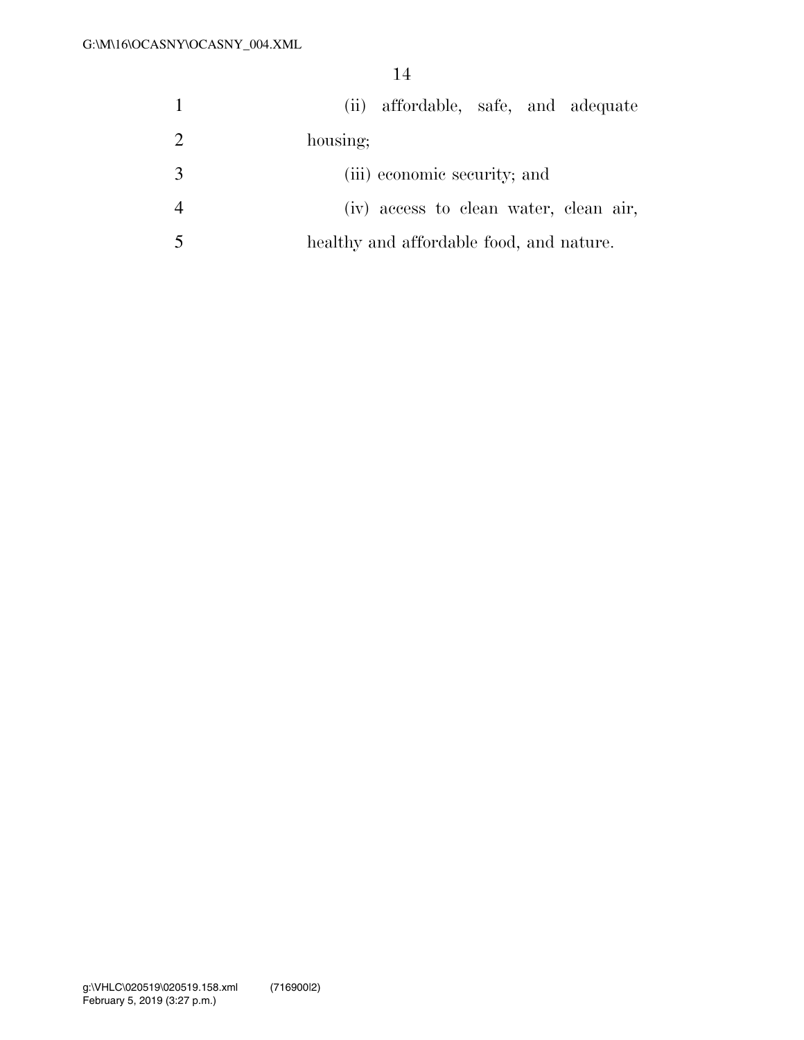(ii) affordable, safe, and adequate housing;

(iii) economic security; and

(iv) access to clean water, clean air, healthy and affordable food, and nature.